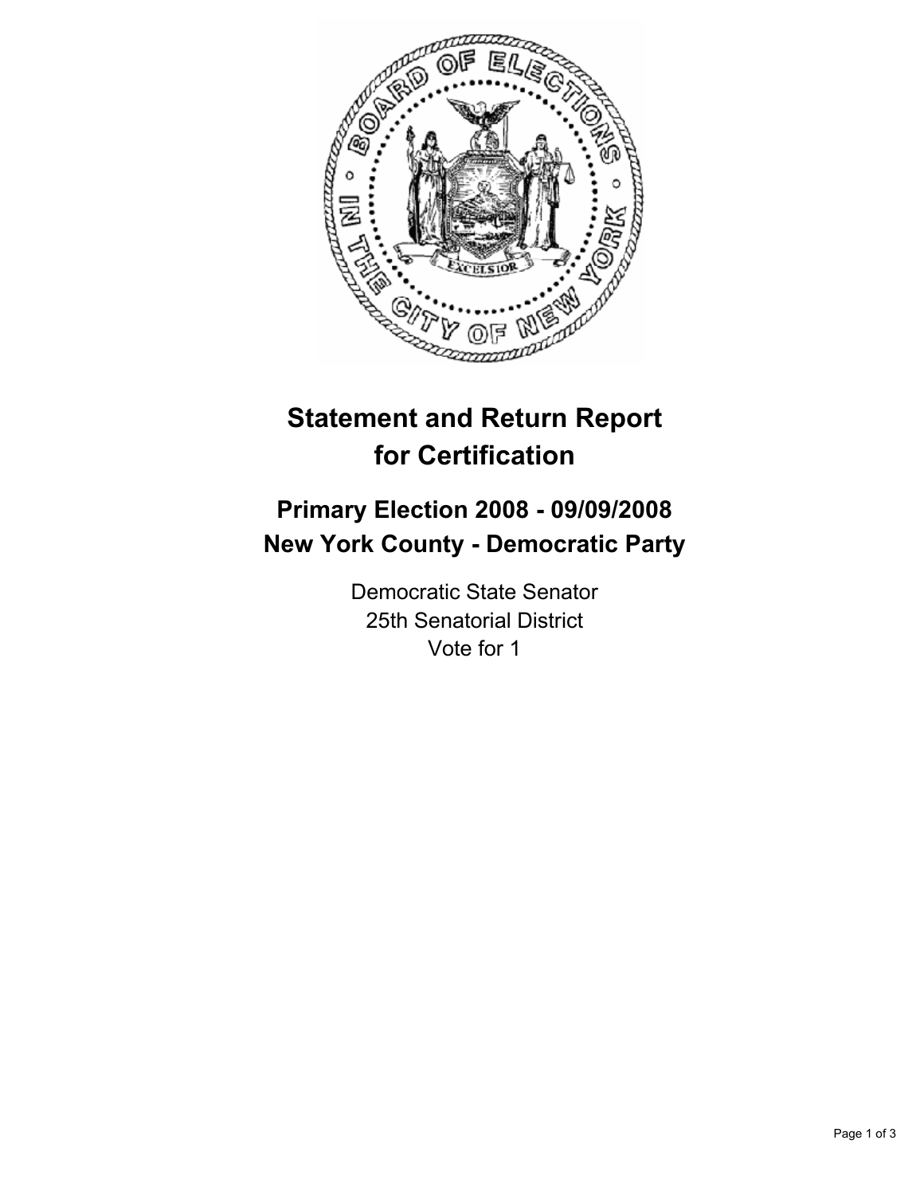# Statement and Return Report for Certification

## Primary Election 2008 - 09/09/2008
## New York County - Democratic Party

Democratic State Senator
25th Senatorial District
Vote for 1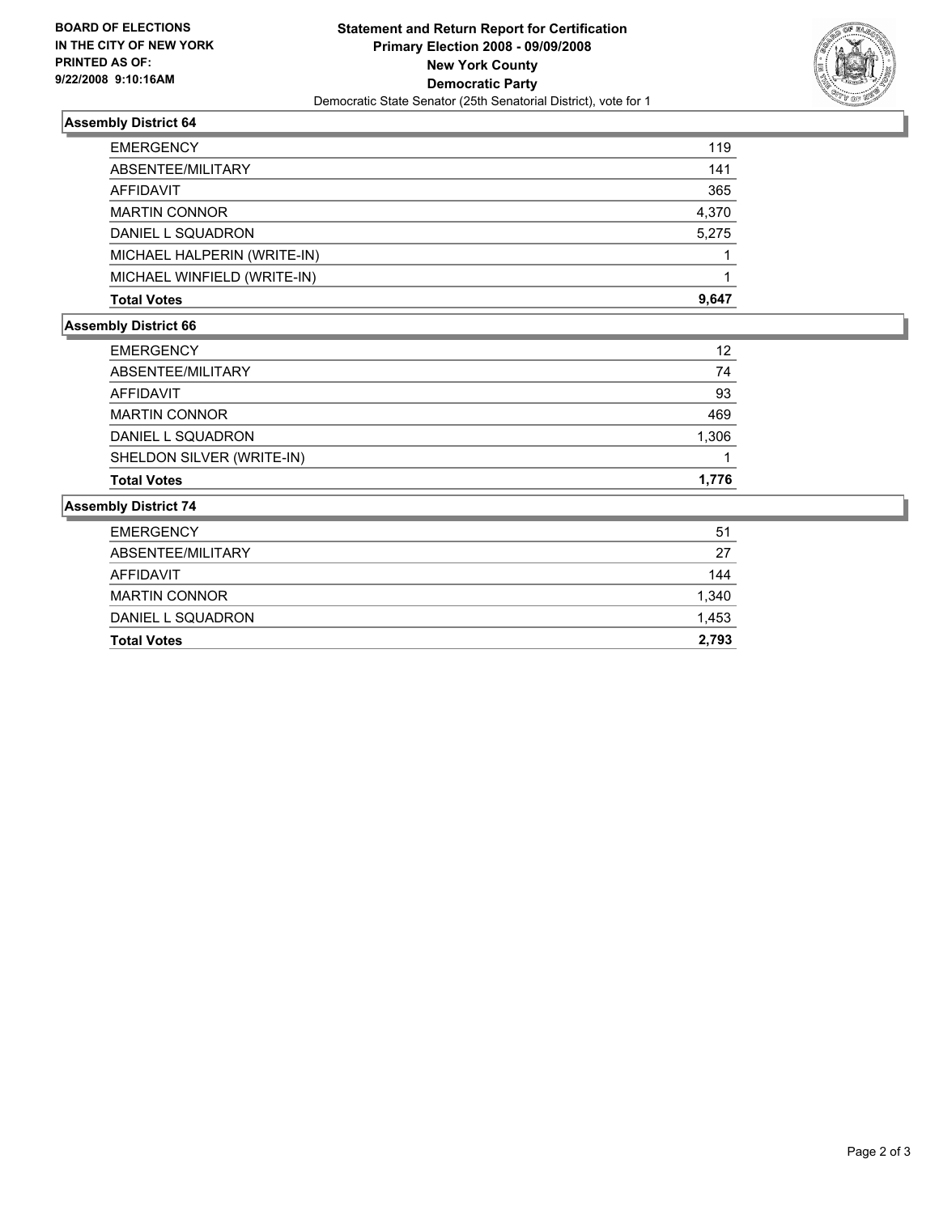**BOARD OF ELECTIONS IN THE CITY OF NEW YORK PRINTED AS OF: 9/22/2008 9:10:16AM**

**Statement and Return Report for Certification Primary Election 2008 - 09/09/2008 New York County Democratic Party**

Democratic State Senator (25th Senatorial District), vote for 1

### Assembly District 64

| | |
|---|---|
| EMERGENCY | 119 |
| ABSENTEE/MILITARY | 141 |
| AFFIDAVIT | 365 |
| MARTIN CONNOR | 4,370 |
| DANIEL L SQUADRON | 5,275 |
| MICHAEL HALPERIN (WRITE-IN) | 1 |
| MICHAEL WINFIELD (WRITE-IN) | 1 |
| **Total Votes** | **9,647** |

### Assembly District 66

| | |
|---|---|
| EMERGENCY | 12 |
| ABSENTEE/MILITARY | 74 |
| AFFIDAVIT | 93 |
| MARTIN CONNOR | 469 |
| DANIEL L SQUADRON | 1,306 |
| SHELDON SILVER (WRITE-IN) | 1 |
| **Total Votes** | **1,776** |

### Assembly District 74

| | |
|---|---|
| EMERGENCY | 51 |
| ABSENTEE/MILITARY | 27 |
| AFFIDAVIT | 144 |
| MARTIN CONNOR | 1,340 |
| DANIEL L SQUADRON | 1,453 |
| **Total Votes** | **2,793** |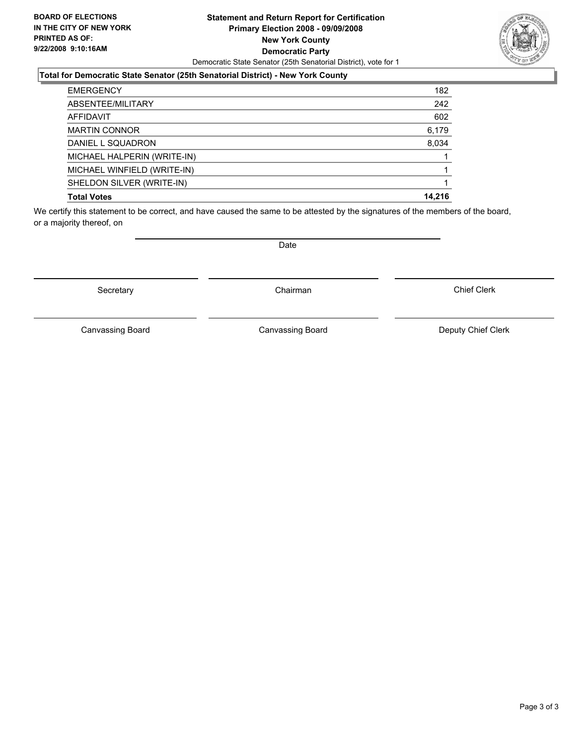**BOARD OF ELECTIONS IN THE CITY OF NEW YORK PRINTED AS OF: 9/22/2008 9:10:16AM**

**Statement and Return Report for Certification**
**Primary Election 2008 - 09/09/2008**
**New York County**
**Democratic Party**

Democratic State Senator (25th Senatorial District), vote for 1

**Total for Democratic State Senator (25th Senatorial District) - New York County**

| | |
|---|---|
| EMERGENCY | 182 |
| ABSENTEE/MILITARY | 242 |
| AFFIDAVIT | 602 |
| MARTIN CONNOR | 6,179 |
| DANIEL L SQUADRON | 8,034 |
| MICHAEL HALPERIN (WRITE-IN) | 1 |
| MICHAEL WINFIELD (WRITE-IN) | 1 |
| SHELDON SILVER (WRITE-IN) | 1 |
| **Total Votes** | **14,216** |

We certify this statement to be correct, and have caused the same to be attested by the signatures of the members of the board, or a majority thereof, on

Date

Secretary

Chairman

Chief Clerk

Canvassing Board

Canvassing Board

Deputy Chief Clerk